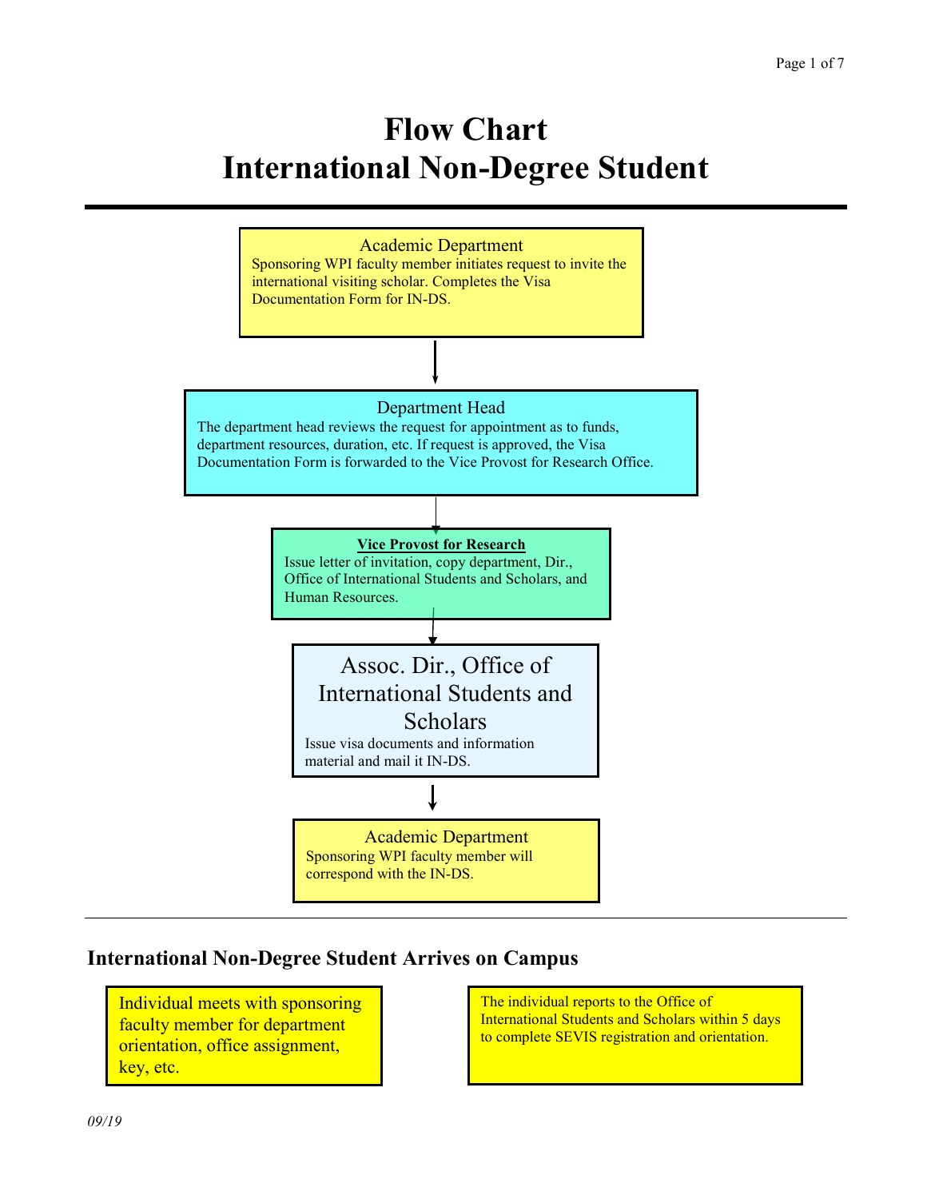# Flow Chart
# International Non-Degree Student

---

**Academic Department**

Sponsoring WPI faculty member initiates request to invite the international visiting scholar. Completes the Visa Documentation Form for IN-DS.

↓

**Department Head**

The department head reviews the request for appointment as to funds, department resources, duration, etc. If request is approved, the Visa Documentation Form is forwarded to the Vice Provost for Research Office.

↓

**Vice Provost for Research**

Issue letter of invitation, copy department, Dir., Office of International Students and Scholars, and Human Resources.

↓

**Assoc. Dir., Office of International Students and Scholars**

Issue visa documents and information material and mail it IN-DS.

↓

**Academic Department**

Sponsoring WPI faculty member will correspond with the IN-DS.

---

## International Non-Degree Student Arrives on Campus

Individual meets with sponsoring faculty member for department orientation, office assignment, key, etc.

The individual reports to the Office of International Students and Scholars within 5 days to complete SEVIS registration and orientation.

*09/19*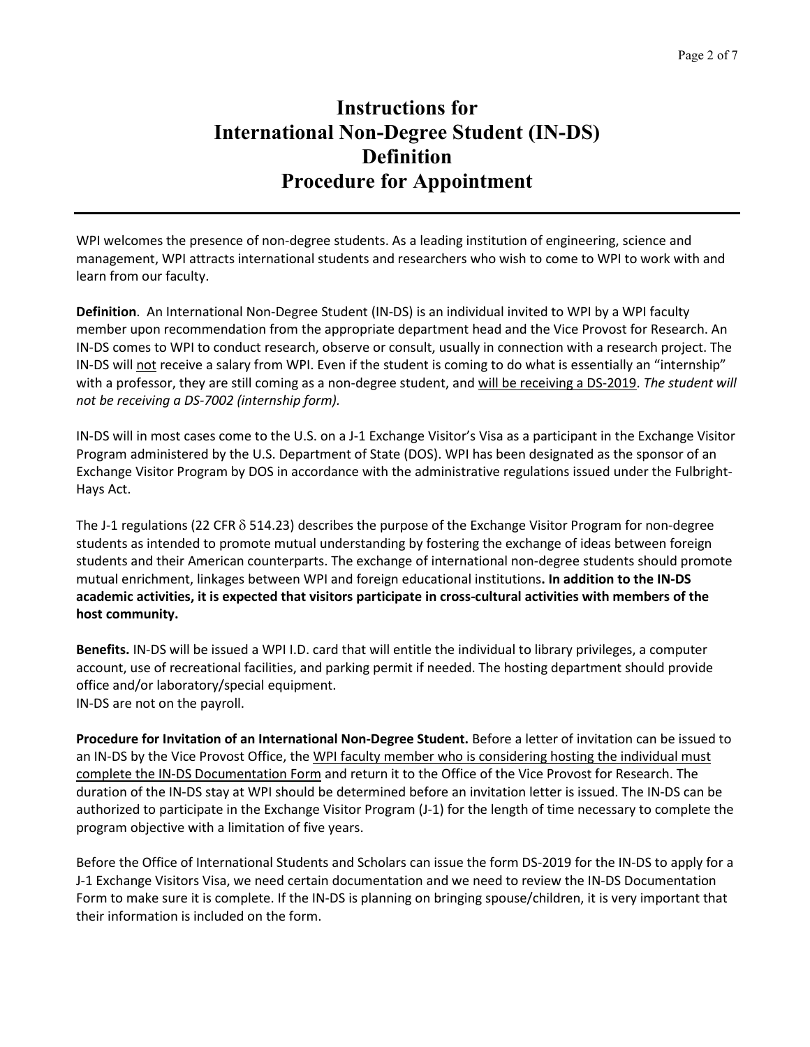# Instructions for International Non-Degree Student (IN-DS) Definition Procedure for Appointment

---

WPI welcomes the presence of non-degree students. As a leading institution of engineering, science and management, WPI attracts international students and researchers who wish to come to WPI to work with and learn from our faculty.

**Definition**. An International Non-Degree Student (IN-DS) is an individual invited to WPI by a WPI faculty member upon recommendation from the appropriate department head and the Vice Provost for Research. An IN-DS comes to WPI to conduct research, observe or consult, usually in connection with a research project. The IN-DS will <u>not</u> receive a salary from WPI. Even if the student is coming to do what is essentially an "internship" with a professor, they are still coming as a non-degree student, and <u>will be receiving a DS-2019</u>. *The student will not be receiving a DS-7002 (internship form).*

IN-DS will in most cases come to the U.S. on a J-1 Exchange Visitor's Visa as a participant in the Exchange Visitor Program administered by the U.S. Department of State (DOS). WPI has been designated as the sponsor of an Exchange Visitor Program by DOS in accordance with the administrative regulations issued under the Fulbright-Hays Act.

The J-1 regulations (22 CFR δ 514.23) describes the purpose of the Exchange Visitor Program for non-degree students as intended to promote mutual understanding by fostering the exchange of ideas between foreign students and their American counterparts. The exchange of international non-degree students should promote mutual enrichment, linkages between WPI and foreign educational institutions**. In addition to the IN-DS academic activities, it is expected that visitors participate in cross-cultural activities with members of the host community.**

**Benefits.** IN-DS will be issued a WPI I.D. card that will entitle the individual to library privileges, a computer account, use of recreational facilities, and parking permit if needed. The hosting department should provide office and/or laboratory/special equipment.
IN-DS are not on the payroll.

**Procedure for Invitation of an International Non-Degree Student.** Before a letter of invitation can be issued to an IN-DS by the Vice Provost Office, the <u>WPI faculty member who is considering hosting the individual must complete the IN-DS Documentation Form</u> and return it to the Office of the Vice Provost for Research. The duration of the IN-DS stay at WPI should be determined before an invitation letter is issued. The IN-DS can be authorized to participate in the Exchange Visitor Program (J-1) for the length of time necessary to complete the program objective with a limitation of five years.

Before the Office of International Students and Scholars can issue the form DS-2019 for the IN-DS to apply for a J-1 Exchange Visitors Visa, we need certain documentation and we need to review the IN-DS Documentation Form to make sure it is complete. If the IN-DS is planning on bringing spouse/children, it is very important that their information is included on the form.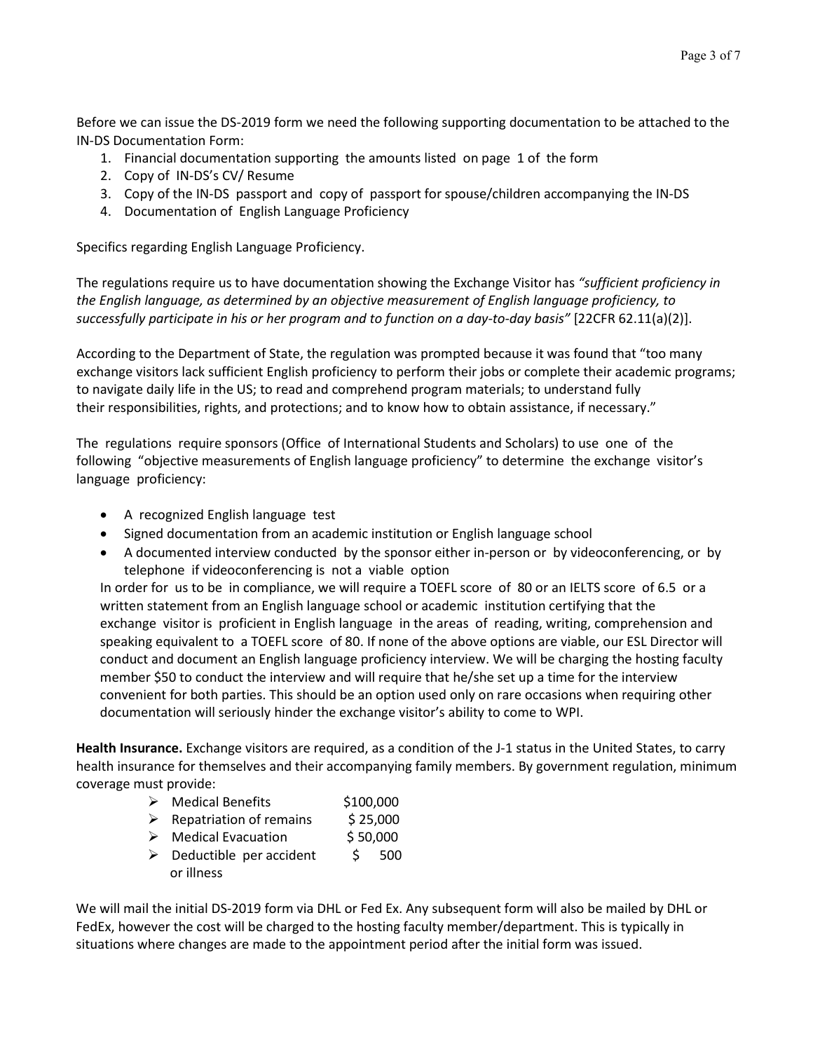Before we can issue the DS-2019 form we need the following supporting documentation to be attached to the IN-DS Documentation Form:

1. Financial documentation supporting the amounts listed on page 1 of the form
2. Copy of IN-DS's CV/ Resume
3. Copy of the IN-DS passport and copy of passport for spouse/children accompanying the IN-DS
4. Documentation of English Language Proficiency

Specifics regarding English Language Proficiency.

The regulations require us to have documentation showing the Exchange Visitor has *"sufficient proficiency in the English language, as determined by an objective measurement of English language proficiency, to successfully participate in his or her program and to function on a day-to-day basis"* [22CFR 62.11(a)(2)].

According to the Department of State, the regulation was prompted because it was found that "too many exchange visitors lack sufficient English proficiency to perform their jobs or complete their academic programs; to navigate daily life in the US; to read and comprehend program materials; to understand fully their responsibilities, rights, and protections; and to know how to obtain assistance, if necessary."

The regulations require sponsors (Office of International Students and Scholars) to use one of the following "objective measurements of English language proficiency" to determine the exchange visitor's language proficiency:

- A recognized English language test
- Signed documentation from an academic institution or English language school
- A documented interview conducted by the sponsor either in-person or by videoconferencing, or by telephone if videoconferencing is not a viable option

In order for us to be in compliance, we will require a TOEFL score of 80 or an IELTS score of 6.5 or a written statement from an English language school or academic institution certifying that the exchange visitor is proficient in English language in the areas of reading, writing, comprehension and speaking equivalent to a TOEFL score of 80. If none of the above options are viable, our ESL Director will conduct and document an English language proficiency interview. We will be charging the hosting faculty member $50 to conduct the interview and will require that he/she set up a time for the interview convenient for both parties. This should be an option used only on rare occasions when requiring other documentation will seriously hinder the exchange visitor's ability to come to WPI.

**Health Insurance.** Exchange visitors are required, as a condition of the J-1 status in the United States, to carry health insurance for themselves and their accompanying family members. By government regulation, minimum coverage must provide:

- Medical Benefits $100,000
- Repatriation of remains $ 25,000
- Medical Evacuation $ 50,000
- Deductible per accident or illness $ 500

We will mail the initial DS-2019 form via DHL or Fed Ex. Any subsequent form will also be mailed by DHL or FedEx, however the cost will be charged to the hosting faculty member/department. This is typically in situations where changes are made to the appointment period after the initial form was issued.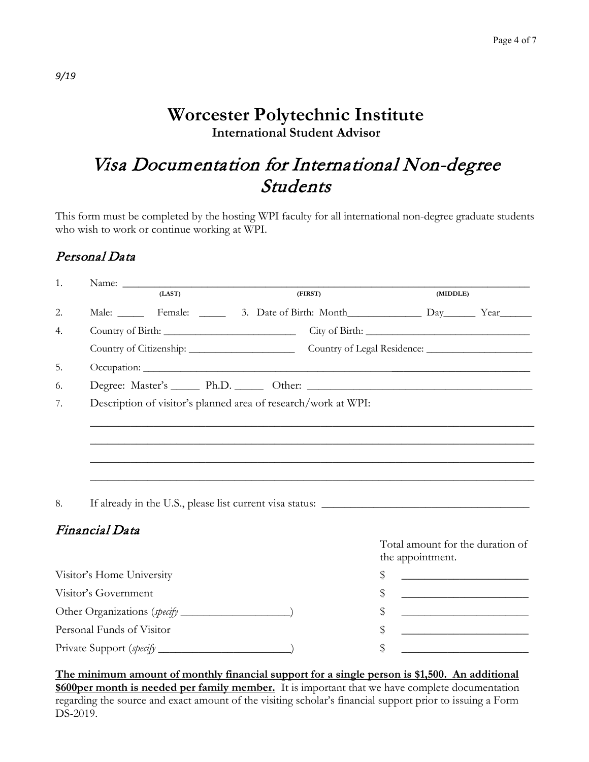9/19

# Worcester Polytechnic Institute

**International Student Advisor**

## *Visa Documentation for International Non-degree Students*

This form must be completed by the hosting WPI faculty for all international non-degree graduate students who wish to work or continue working at WPI.

### *Personal Data*

1. Name: ____________________________________________________________
   (LAST) (FIRST) (MIDDLE)
2. Male: _____ Female: _____ 3. Date of Birth: Month______________ Day______ Year______
4. Country of Birth: __________________________ City of Birth: ________________________________
   Country of Citizenship: ____________________ Country of Legal Residence: ____________________
5. Occupation: ____________________________________________________________
6. Degree: Master's _____ Ph.D. _____ Other: ________________________________________
7. Description of visitor's planned area of research/work at WPI:
   ____________________________________________________________
   ____________________________________________________________
   ____________________________________________________________
   ____________________________________________________________
8. If already in the U.S., please list current visa status: ______________________________________

### *Financial Data*

| | Total amount for the duration of the appointment. |
|---|---|
| Visitor's Home University | $ _______________________ |
| Visitor's Government | $ _______________________ |
| Other Organizations (*specify* ____________________) | $ _______________________ |
| Personal Funds of Visitor | $ _______________________ |
| Private Support (*specify* ________________________) | $ _______________________ |

**The minimum amount of monthly financial support for a single person is $1,500. An additional $600per month is needed per family member.** It is important that we have complete documentation regarding the source and exact amount of the visiting scholar's financial support prior to issuing a Form DS-2019.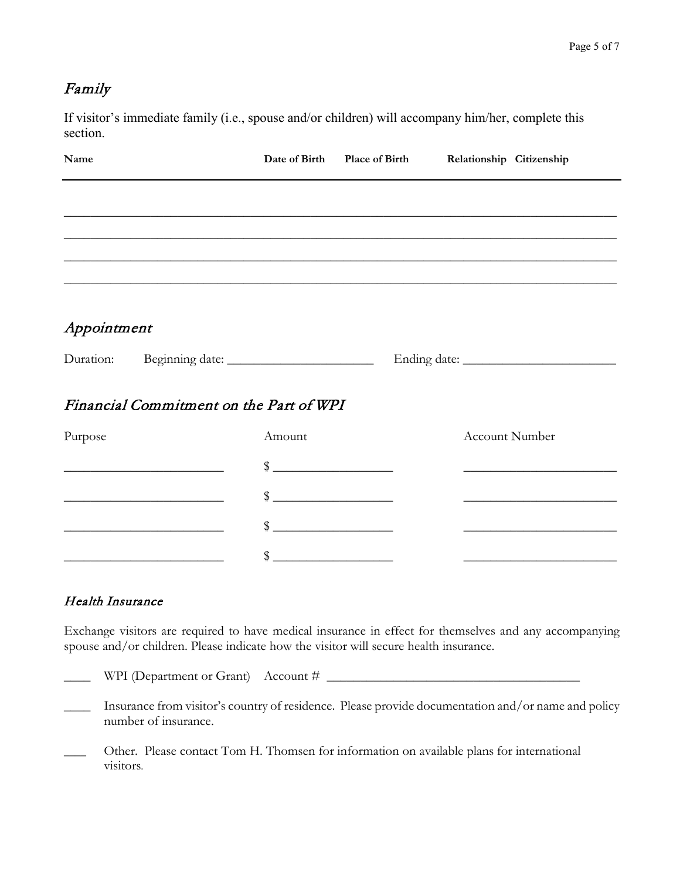## *Family*

If visitor's immediate family (i.e., spouse and/or children) will accompany him/her, complete this section.

| Name | Date of Birth | Place of Birth | Relationship | Citizenship |
|---|---|---|---|---|
| | | | | |
| | | | | |
| | | | | |
| | | | | |

## *Appointment*

Duration: Beginning date: _______________________ Ending date: _______________________

## *Financial Commitment on the Part of WPI*

| Purpose | Amount | Account Number |
|---|---|---|
| _________________________ | $ ___________________ | ________________________ |
| _________________________ | $ ___________________ | ________________________ |
| _________________________ | $ ___________________ | ________________________ |
| _________________________ | $ ___________________ | ________________________ |

### *Health Insurance*

Exchange visitors are required to have medical insurance in effect for themselves and any accompanying spouse and/or children. Please indicate how the visitor will secure health insurance.

____ WPI (Department or Grant) Account # ________________________________________

____ Insurance from visitor's country of residence. Please provide documentation and/or name and policy number of insurance.

___ Other. Please contact Tom H. Thomsen for information on available plans for international visitors.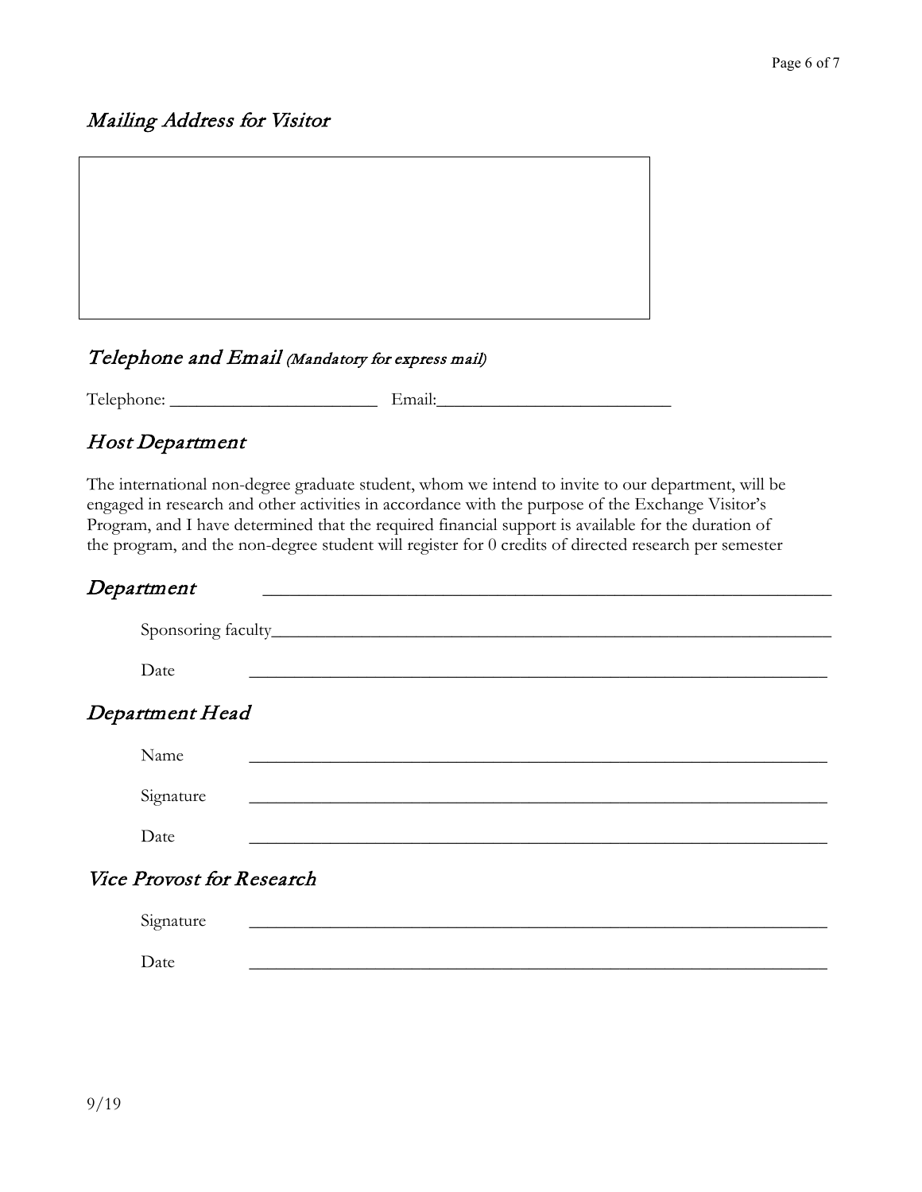## Mailing Address for Visitor

|  |
|---|
|  |

## Telephone and Email *(Mandatory for express mail)*

Telephone: ________________________ Email:__________________________

## Host Department

The international non-degree graduate student, whom we intend to invite to our department, will be engaged in research and other activities in accordance with the purpose of the Exchange Visitor's Program, and I have determined that the required financial support is available for the duration of the program, and the non-degree student will register for 0 credits of directed research per semester

## Department ______________________________________________________________

Sponsoring faculty_______________________________________________________________

Date ______________________________________________________________

## Department Head

Name ______________________________________________________________

Signature ______________________________________________________________

Date ______________________________________________________________

## Vice Provost for Research

Signature ______________________________________________________________

Date ______________________________________________________________

9/19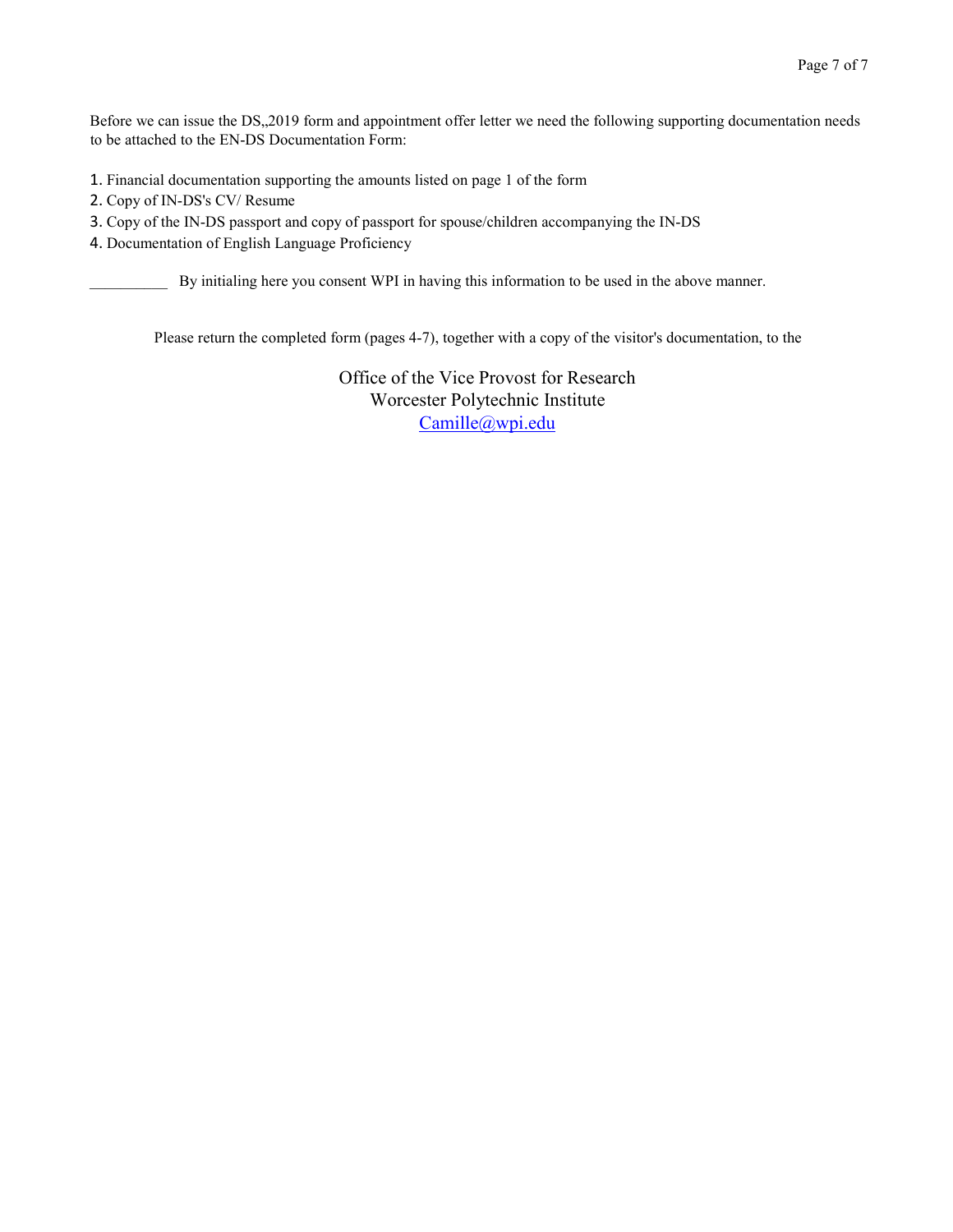Before we can issue the DS,,2019 form and appointment offer letter we need the following supporting documentation needs to be attached to the EN-DS Documentation Form:

1. Financial documentation supporting the amounts listed on page 1 of the form
2. Copy of IN-DS's CV/ Resume
3. Copy of the IN-DS passport and copy of passport for spouse/children accompanying the IN-DS
4. Documentation of English Language Proficiency

__________ By initialing here you consent WPI in having this information to be used in the above manner.

Please return the completed form (pages 4-7), together with a copy of the visitor's documentation, to the

Office of the Vice Provost for Research
Worcester Polytechnic Institute
Camille@wpi.edu